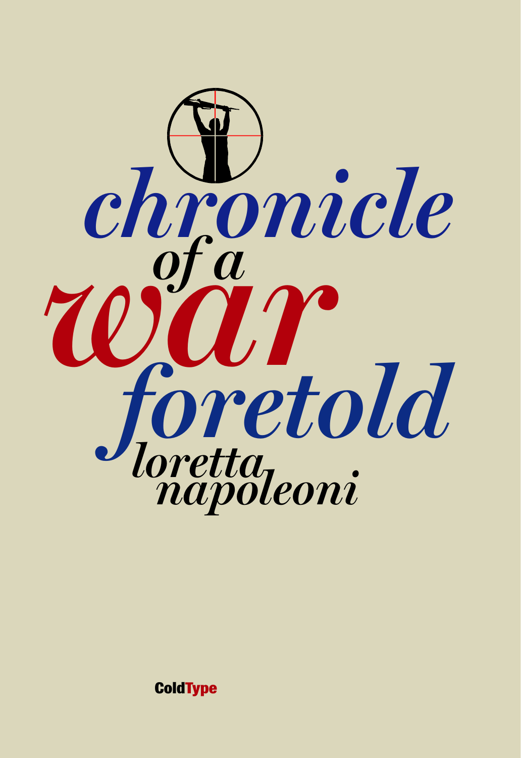# *chronicle of a war foretold*

*loretta napoleoni*

ColdType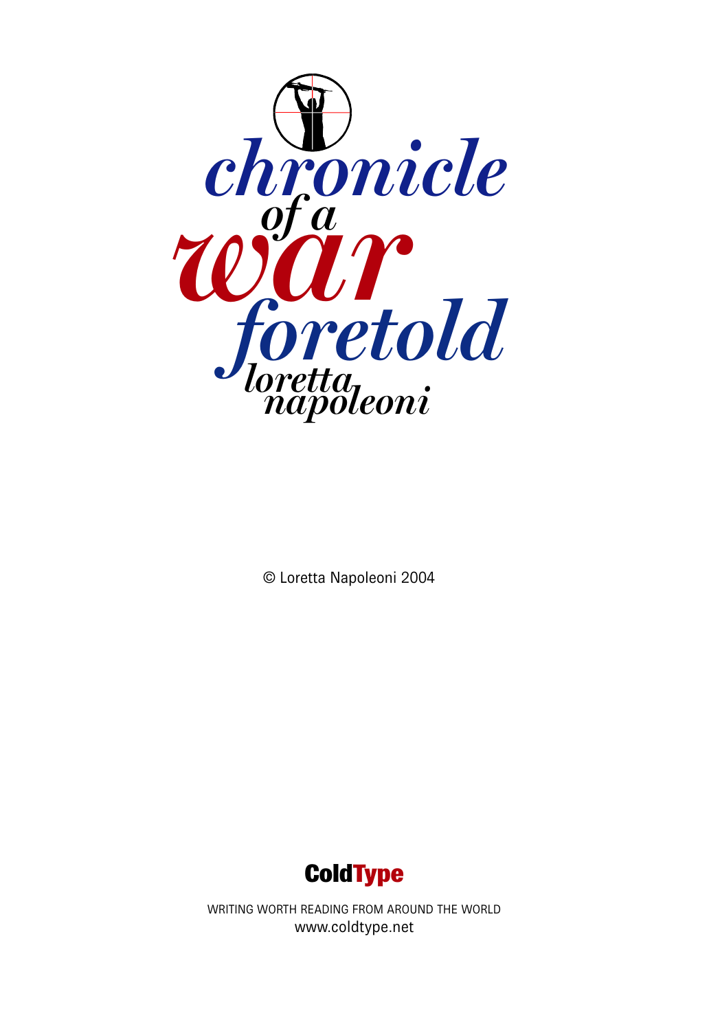# chronicle of a war foretold

## loretta napoleoni

© Loretta Napoleoni 2004

**ColdType**

WRITING WORTH READING FROM AROUND THE WORLD
www.coldtype.net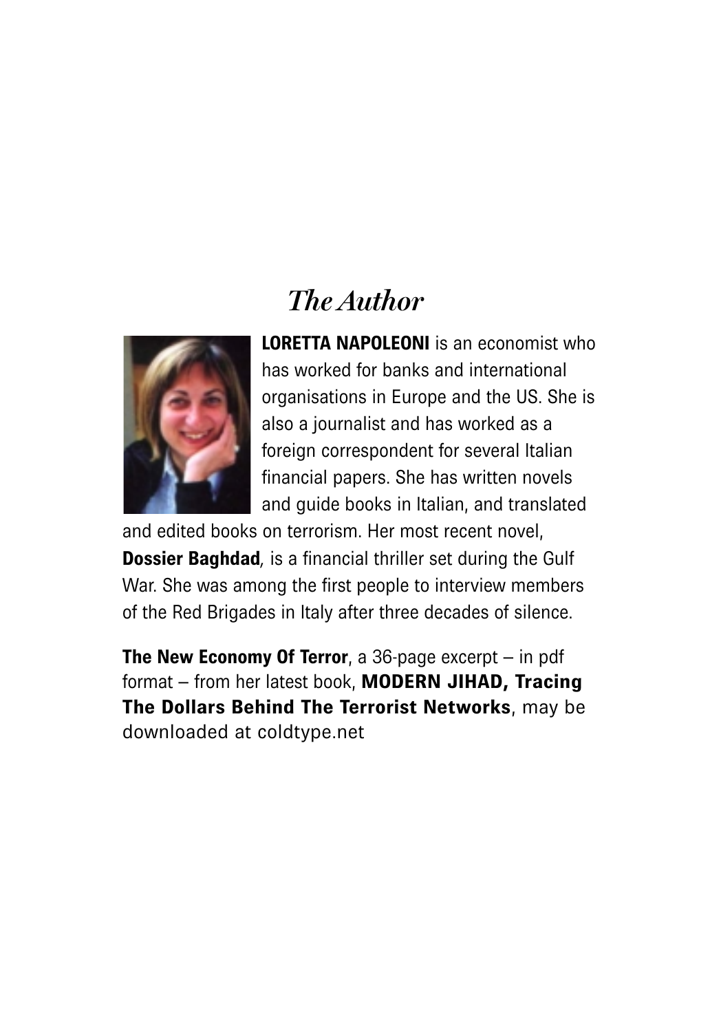## *The Author*

**LORETTA NAPOLEONI** is an economist who has worked for banks and international organisations in Europe and the US. She is also a journalist and has worked as a foreign correspondent for several Italian financial papers. She has written novels and guide books in Italian, and translated and edited books on terrorism. Her most recent novel, **Dossier Baghdad**, is a financial thriller set during the Gulf War. She was among the first people to interview members of the Red Brigades in Italy after three decades of silence.

**The New Economy Of Terror**, a 36-page excerpt – in pdf format – from her latest book, **MODERN JIHAD, Tracing The Dollars Behind The Terrorist Networks**, may be downloaded at coldtype.net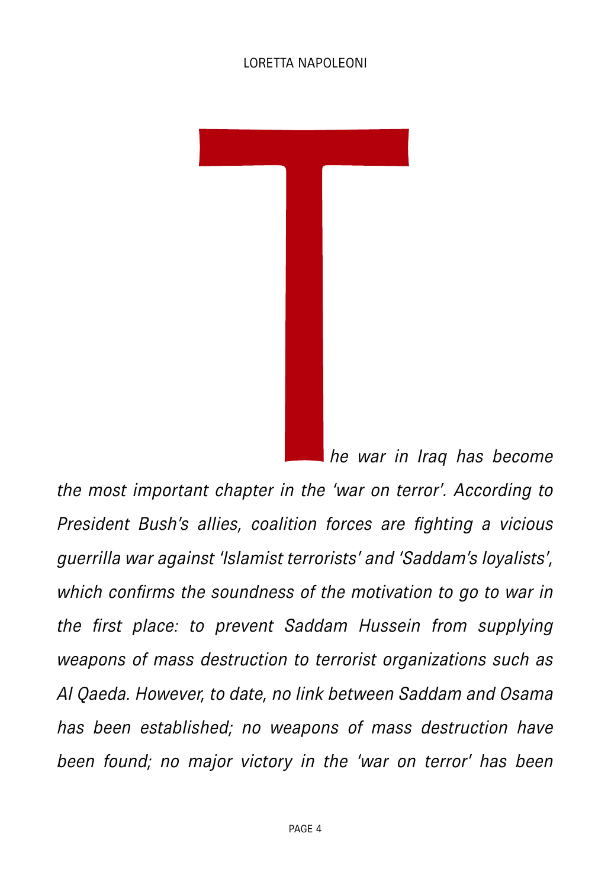*The war in Iraq has become the most important chapter in the 'war on terror'. According to President Bush's allies, coalition forces are fighting a vicious guerrilla war against 'Islamist terrorists' and 'Saddam's loyalists', which confirms the soundness of the motivation to go to war in the first place: to prevent Saddam Hussein from supplying weapons of mass destruction to terrorist organizations such as Al Qaeda. However, to date, no link between Saddam and Osama has been established; no weapons of mass destruction have been found; no major victory in the 'war on terror' has been*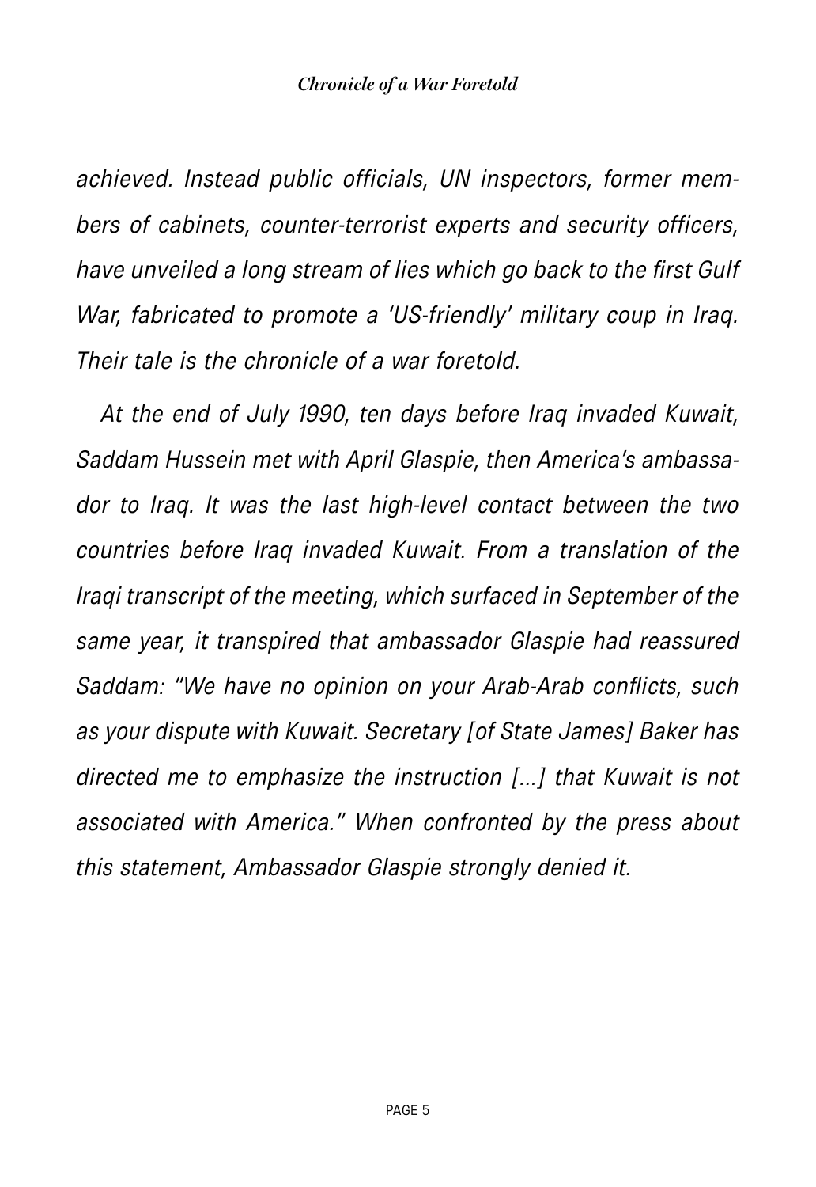*achieved. Instead public officials, UN inspectors, former members of cabinets, counter-terrorist experts and security officers, have unveiled a long stream of lies which go back to the first Gulf War, fabricated to promote a 'US-friendly' military coup in Iraq. Their tale is the chronicle of a war foretold.*

*At the end of July 1990, ten days before Iraq invaded Kuwait, Saddam Hussein met with April Glaspie, then America's ambassador to Iraq. It was the last high-level contact between the two countries before Iraq invaded Kuwait. From a translation of the Iraqi transcript of the meeting, which surfaced in September of the same year, it transpired that ambassador Glaspie had reassured Saddam: "We have no opinion on your Arab-Arab conflicts, such as your dispute with Kuwait. Secretary [of State James] Baker has directed me to emphasize the instruction [...] that Kuwait is not associated with America." When confronted by the press about this statement, Ambassador Glaspie strongly denied it.*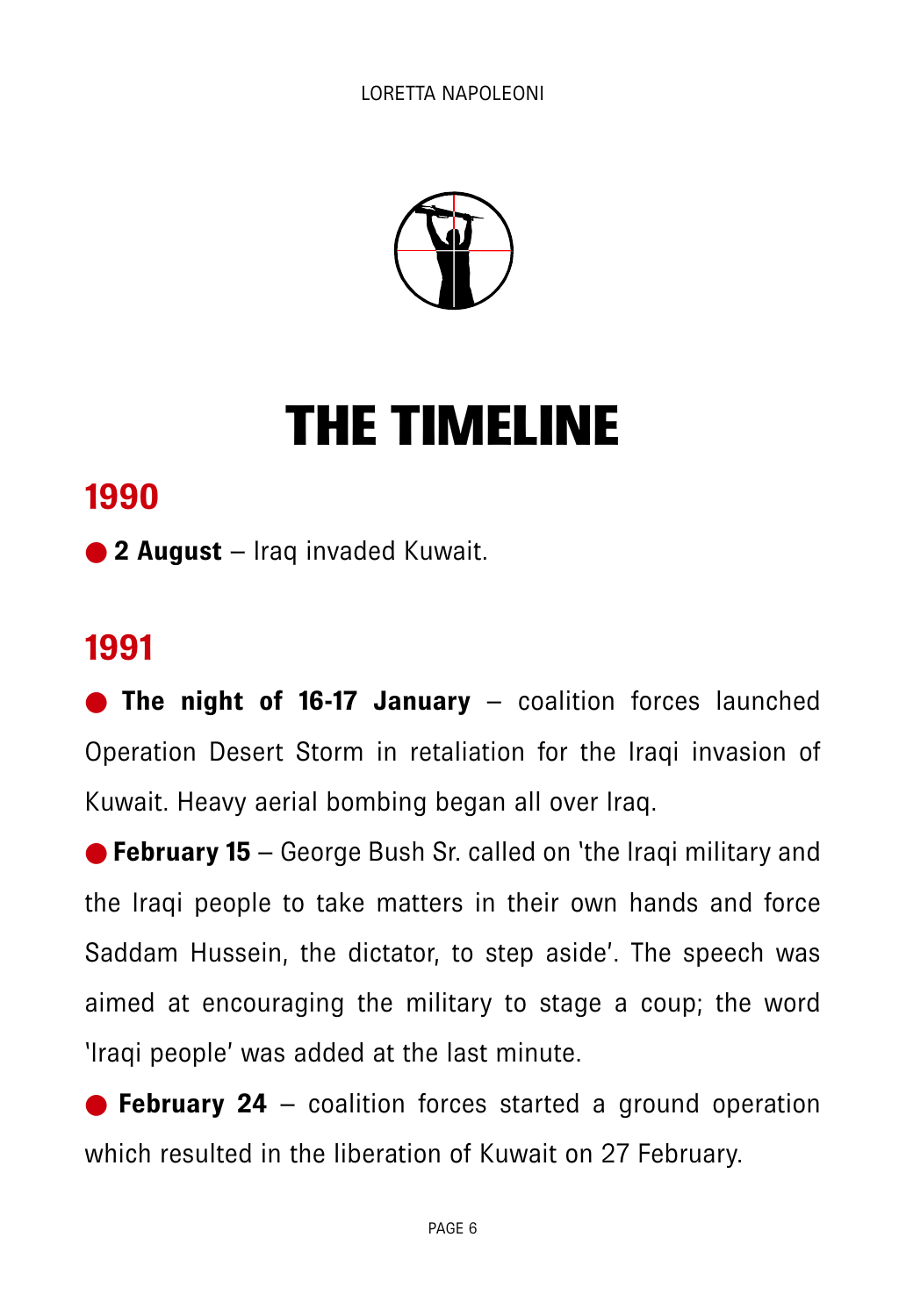# THE TIMELINE

## 1990

- **2 August** – Iraq invaded Kuwait.

## 1991

- **The night of 16-17 January** – coalition forces launched Operation Desert Storm in retaliation for the Iraqi invasion of Kuwait. Heavy aerial bombing began all over Iraq.
- **February 15** – George Bush Sr. called on 'the Iraqi military and the Iraqi people to take matters in their own hands and force Saddam Hussein, the dictator, to step aside'. The speech was aimed at encouraging the military to stage a coup; the word 'Iraqi people' was added at the last minute.
- **February 24** – coalition forces started a ground operation which resulted in the liberation of Kuwait on 27 February.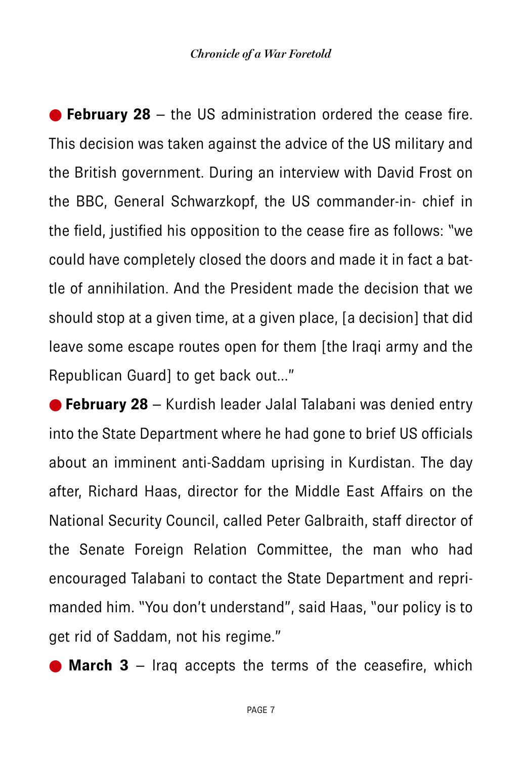● **February 28** – the US administration ordered the cease fire. This decision was taken against the advice of the US military and the British government. During an interview with David Frost on the BBC, General Schwarzkopf, the US commander-in- chief in the field, justified his opposition to the cease fire as follows: "we could have completely closed the doors and made it in fact a battle of annihilation. And the President made the decision that we should stop at a given time, at a given place, [a decision] that did leave some escape routes open for them [the Iraqi army and the Republican Guard] to get back out..."

● **February 28** – Kurdish leader Jalal Talabani was denied entry into the State Department where he had gone to brief US officials about an imminent anti-Saddam uprising in Kurdistan. The day after, Richard Haas, director for the Middle East Affairs on the National Security Council, called Peter Galbraith, staff director of the Senate Foreign Relation Committee, the man who had encouraged Talabani to contact the State Department and reprimanded him. "You don't understand", said Haas, "our policy is to get rid of Saddam, not his regime."

● **March 3** – Iraq accepts the terms of the ceasefire, which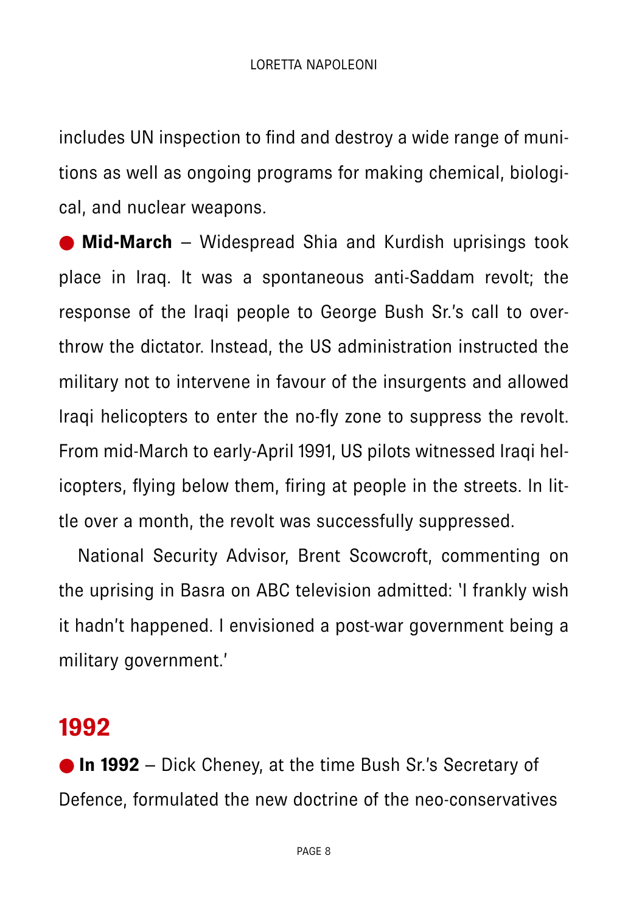includes UN inspection to find and destroy a wide range of munitions as well as ongoing programs for making chemical, biological, and nuclear weapons.

● **Mid-March** – Widespread Shia and Kurdish uprisings took place in Iraq. It was a spontaneous anti-Saddam revolt; the response of the Iraqi people to George Bush Sr.'s call to overthrow the dictator. Instead, the US administration instructed the military not to intervene in favour of the insurgents and allowed Iraqi helicopters to enter the no-fly zone to suppress the revolt. From mid-March to early-April 1991, US pilots witnessed Iraqi helicopters, flying below them, firing at people in the streets. In little over a month, the revolt was successfully suppressed.

National Security Advisor, Brent Scowcroft, commenting on the uprising in Basra on ABC television admitted: 'I frankly wish it hadn't happened. I envisioned a post-war government being a military government.'

## 1992

● **In 1992** – Dick Cheney, at the time Bush Sr.'s Secretary of Defence, formulated the new doctrine of the neo-conservatives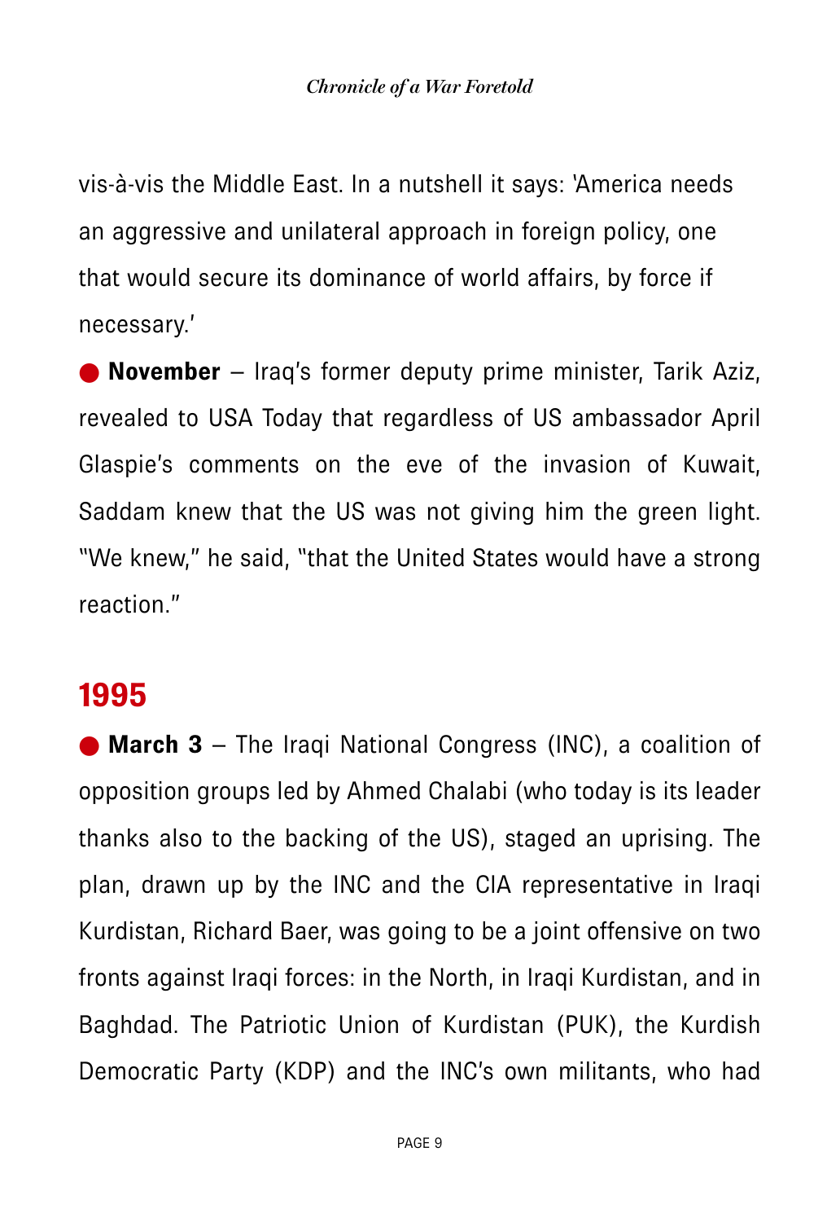vis-à-vis the Middle East. In a nutshell it says: 'America needs an aggressive and unilateral approach in foreign policy, one that would secure its dominance of world affairs, by force if necessary.'

● **November** – Iraq's former deputy prime minister, Tarik Aziz, revealed to USA Today that regardless of US ambassador April Glaspie's comments on the eve of the invasion of Kuwait, Saddam knew that the US was not giving him the green light. "We knew," he said, "that the United States would have a strong reaction."

## 1995

● **March 3** – The Iraqi National Congress (INC), a coalition of opposition groups led by Ahmed Chalabi (who today is its leader thanks also to the backing of the US), staged an uprising. The plan, drawn up by the INC and the CIA representative in Iraqi Kurdistan, Richard Baer, was going to be a joint offensive on two fronts against Iraqi forces: in the North, in Iraqi Kurdistan, and in Baghdad. The Patriotic Union of Kurdistan (PUK), the Kurdish Democratic Party (KDP) and the INC's own militants, who had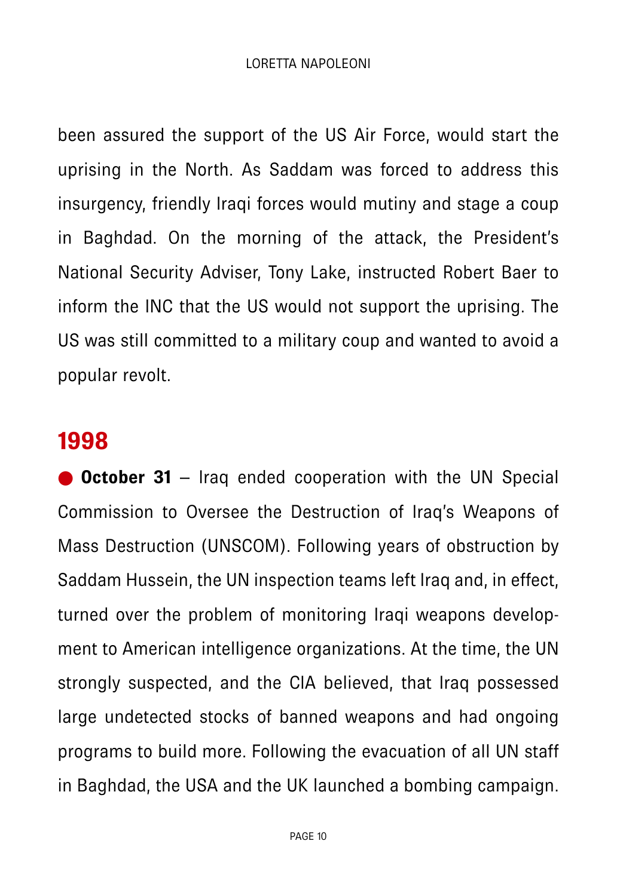been assured the support of the US Air Force, would start the uprising in the North. As Saddam was forced to address this insurgency, friendly Iraqi forces would mutiny and stage a coup in Baghdad. On the morning of the attack, the President's National Security Adviser, Tony Lake, instructed Robert Baer to inform the INC that the US would not support the uprising. The US was still committed to a military coup and wanted to avoid a popular revolt.

## 1998

● **October 31** – Iraq ended cooperation with the UN Special Commission to Oversee the Destruction of Iraq's Weapons of Mass Destruction (UNSCOM). Following years of obstruction by Saddam Hussein, the UN inspection teams left Iraq and, in effect, turned over the problem of monitoring Iraqi weapons development to American intelligence organizations. At the time, the UN strongly suspected, and the CIA believed, that Iraq possessed large undetected stocks of banned weapons and had ongoing programs to build more. Following the evacuation of all UN staff in Baghdad, the USA and the UK launched a bombing campaign.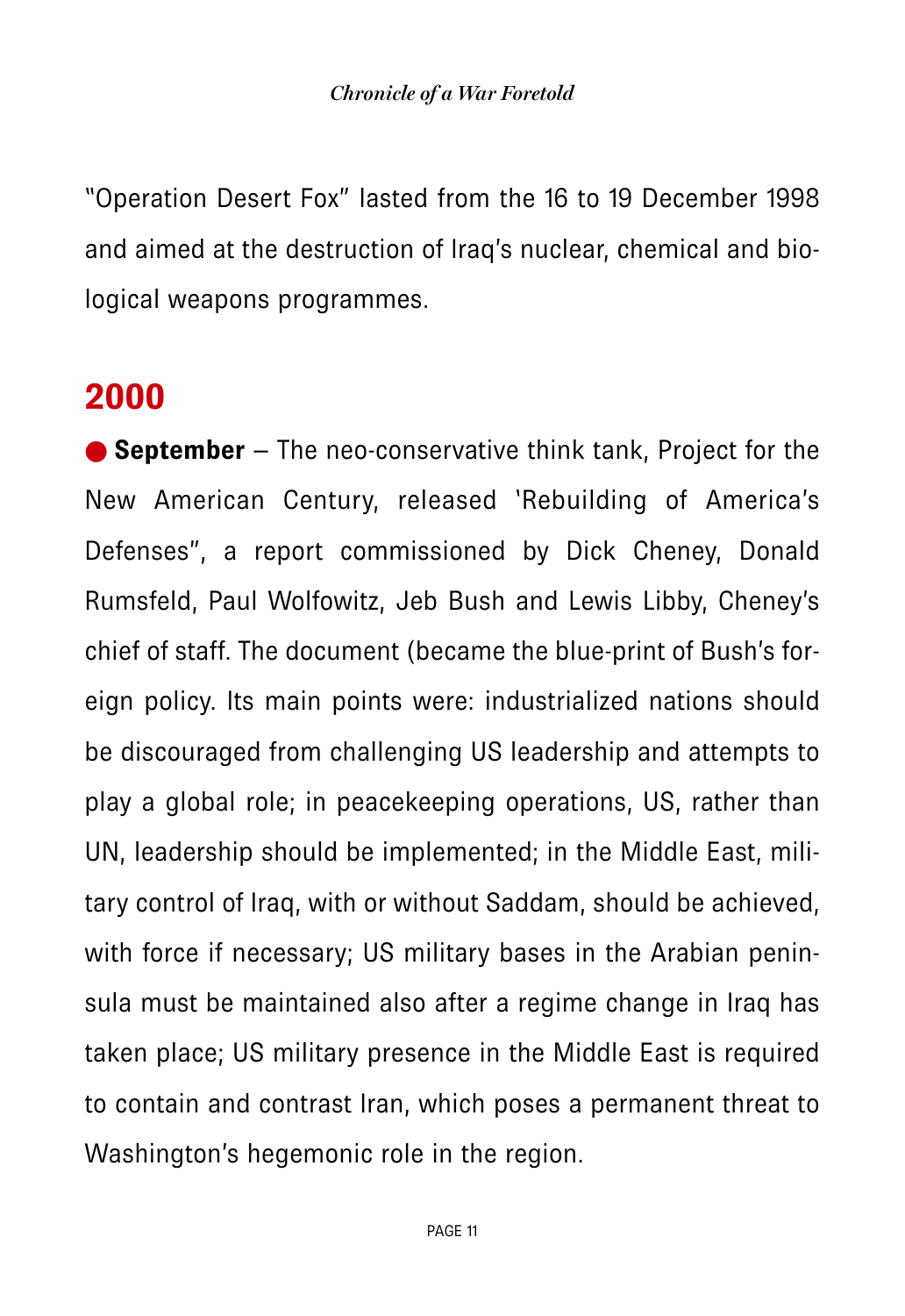"Operation Desert Fox" lasted from the 16 to 19 December 1998 and aimed at the destruction of Iraq's nuclear, chemical and biological weapons programmes.

## 2000

● **September** – The neo-conservative think tank, Project for the New American Century, released 'Rebuilding of America's Defenses", a report commissioned by Dick Cheney, Donald Rumsfeld, Paul Wolfowitz, Jeb Bush and Lewis Libby, Cheney's chief of staff. The document (became the blue-print of Bush's foreign policy. Its main points were: industrialized nations should be discouraged from challenging US leadership and attempts to play a global role; in peacekeeping operations, US, rather than UN, leadership should be implemented; in the Middle East, military control of Iraq, with or without Saddam, should be achieved, with force if necessary; US military bases in the Arabian peninsula must be maintained also after a regime change in Iraq has taken place; US military presence in the Middle East is required to contain and contrast Iran, which poses a permanent threat to Washington's hegemonic role in the region.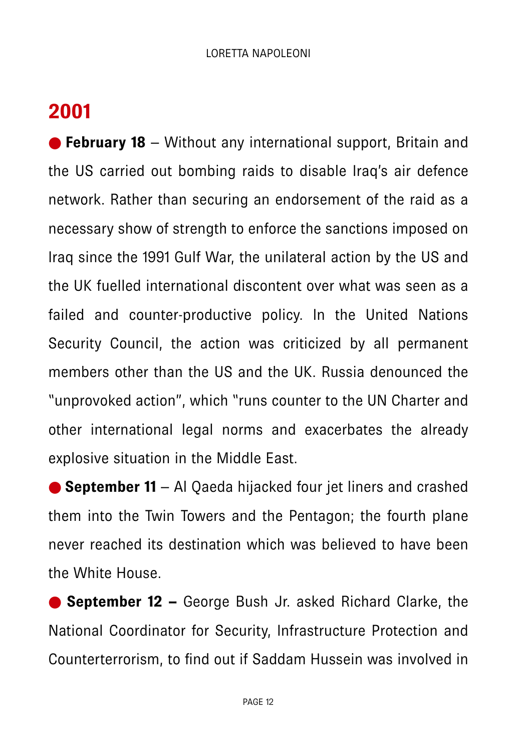## 2001

● **February 18** – Without any international support, Britain and the US carried out bombing raids to disable Iraq's air defence network. Rather than securing an endorsement of the raid as a necessary show of strength to enforce the sanctions imposed on Iraq since the 1991 Gulf War, the unilateral action by the US and the UK fuelled international discontent over what was seen as a failed and counter-productive policy. In the United Nations Security Council, the action was criticized by all permanent members other than the US and the UK. Russia denounced the "unprovoked action", which "runs counter to the UN Charter and other international legal norms and exacerbates the already explosive situation in the Middle East.

● **September 11** – Al Qaeda hijacked four jet liners and crashed them into the Twin Towers and the Pentagon; the fourth plane never reached its destination which was believed to have been the White House.

● **September 12 –** George Bush Jr. asked Richard Clarke, the National Coordinator for Security, Infrastructure Protection and Counterterrorism, to find out if Saddam Hussein was involved in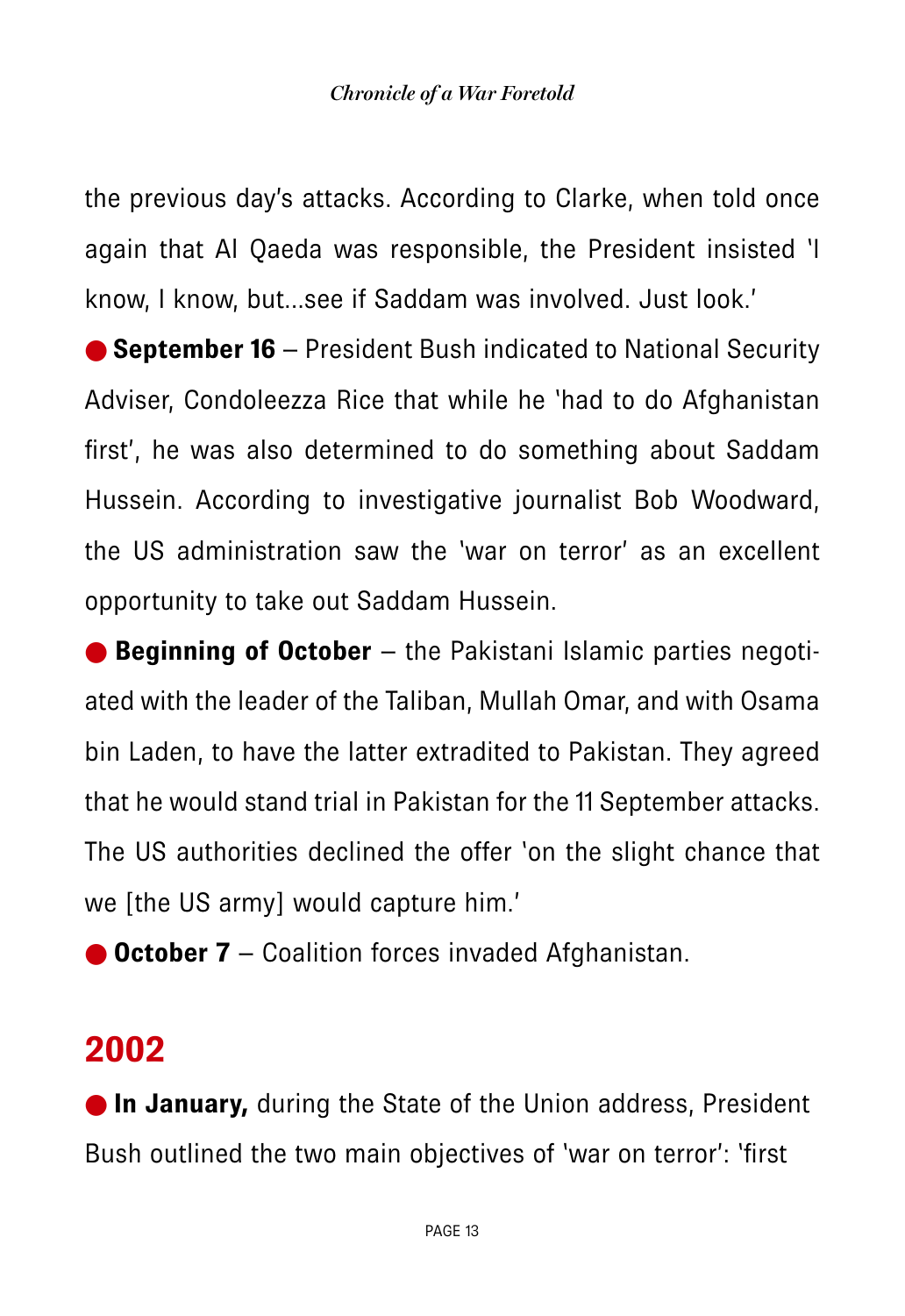the previous day's attacks. According to Clarke, when told once again that Al Qaeda was responsible, the President insisted 'I know, I know, but...see if Saddam was involved. Just look.'

- **September 16** – President Bush indicated to National Security Adviser, Condoleezza Rice that while he 'had to do Afghanistan first', he was also determined to do something about Saddam Hussein. According to investigative journalist Bob Woodward, the US administration saw the 'war on terror' as an excellent opportunity to take out Saddam Hussein.
- **Beginning of October** – the Pakistani Islamic parties negotiated with the leader of the Taliban, Mullah Omar, and with Osama bin Laden, to have the latter extradited to Pakistan. They agreed that he would stand trial in Pakistan for the 11 September attacks. The US authorities declined the offer 'on the slight chance that we [the US army] would capture him.'
- **October 7** – Coalition forces invaded Afghanistan.

## 2002

- **In January,** during the State of the Union address, President Bush outlined the two main objectives of 'war on terror': 'first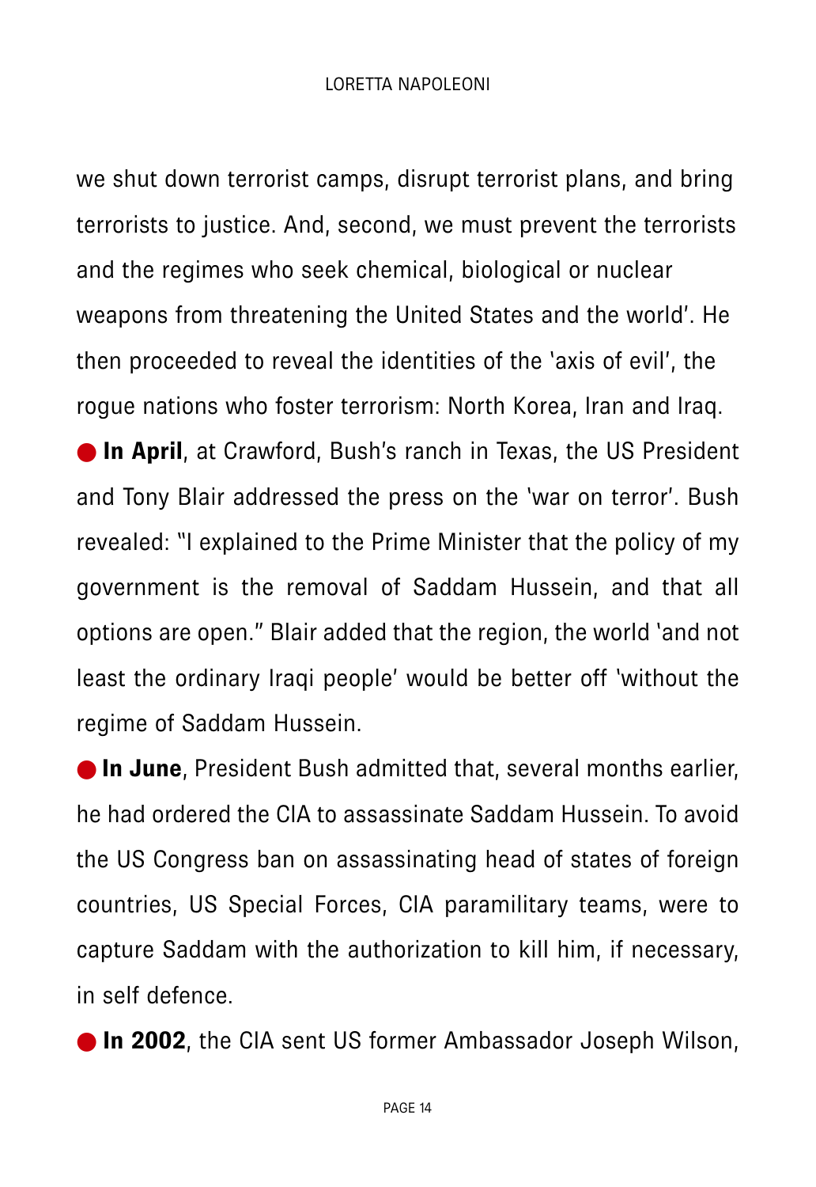we shut down terrorist camps, disrupt terrorist plans, and bring terrorists to justice. And, second, we must prevent the terrorists and the regimes who seek chemical, biological or nuclear weapons from threatening the United States and the world'. He then proceeded to reveal the identities of the 'axis of evil', the rogue nations who foster terrorism: North Korea, Iran and Iraq.

● **In April**, at Crawford, Bush's ranch in Texas, the US President and Tony Blair addressed the press on the 'war on terror'. Bush revealed: "I explained to the Prime Minister that the policy of my government is the removal of Saddam Hussein, and that all options are open." Blair added that the region, the world 'and not least the ordinary Iraqi people' would be better off 'without the regime of Saddam Hussein.

● **In June**, President Bush admitted that, several months earlier, he had ordered the CIA to assassinate Saddam Hussein. To avoid the US Congress ban on assassinating head of states of foreign countries, US Special Forces, CIA paramilitary teams, were to capture Saddam with the authorization to kill him, if necessary, in self defence.

● **In 2002**, the CIA sent US former Ambassador Joseph Wilson,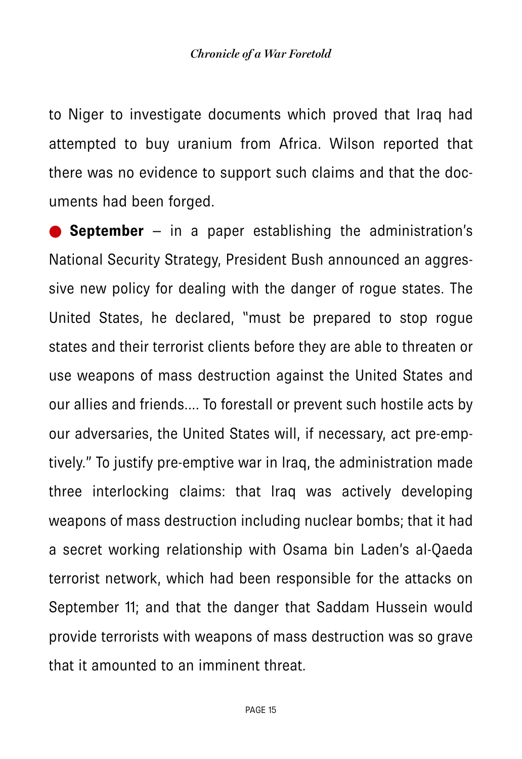to Niger to investigate documents which proved that Iraq had attempted to buy uranium from Africa. Wilson reported that there was no evidence to support such claims and that the documents had been forged.

● **September** – in a paper establishing the administration's National Security Strategy, President Bush announced an aggressive new policy for dealing with the danger of rogue states. The United States, he declared, "must be prepared to stop rogue states and their terrorist clients before they are able to threaten or use weapons of mass destruction against the United States and our allies and friends.... To forestall or prevent such hostile acts by our adversaries, the United States will, if necessary, act pre-emptively." To justify pre-emptive war in Iraq, the administration made three interlocking claims: that Iraq was actively developing weapons of mass destruction including nuclear bombs; that it had a secret working relationship with Osama bin Laden's al-Qaeda terrorist network, which had been responsible for the attacks on September 11; and that the danger that Saddam Hussein would provide terrorists with weapons of mass destruction was so grave that it amounted to an imminent threat.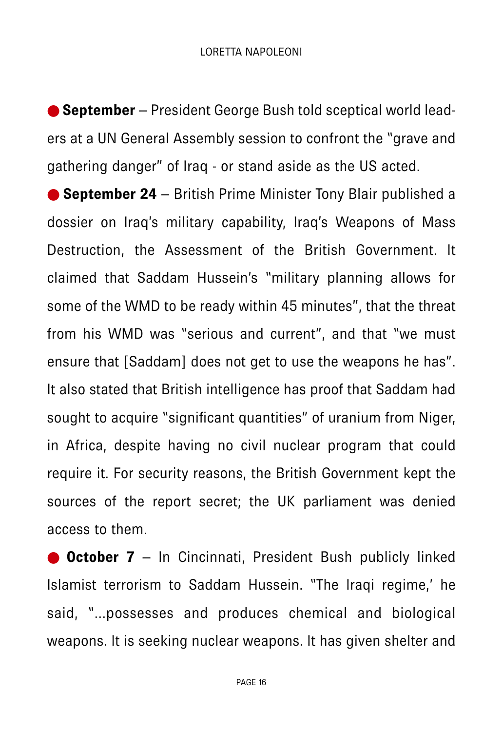- **September** – President George Bush told sceptical world leaders at a UN General Assembly session to confront the "grave and gathering danger" of Iraq - or stand aside as the US acted.
- **September 24** – British Prime Minister Tony Blair published a dossier on Iraq's military capability, Iraq's Weapons of Mass Destruction, the Assessment of the British Government. It claimed that Saddam Hussein's "military planning allows for some of the WMD to be ready within 45 minutes", that the threat from his WMD was "serious and current", and that "we must ensure that [Saddam] does not get to use the weapons he has". It also stated that British intelligence has proof that Saddam had sought to acquire "significant quantities" of uranium from Niger, in Africa, despite having no civil nuclear program that could require it. For security reasons, the British Government kept the sources of the report secret; the UK parliament was denied access to them.
- **October 7** – In Cincinnati, President Bush publicly linked Islamist terrorism to Saddam Hussein. "The Iraqi regime,' he said, "...possesses and produces chemical and biological weapons. It is seeking nuclear weapons. It has given shelter and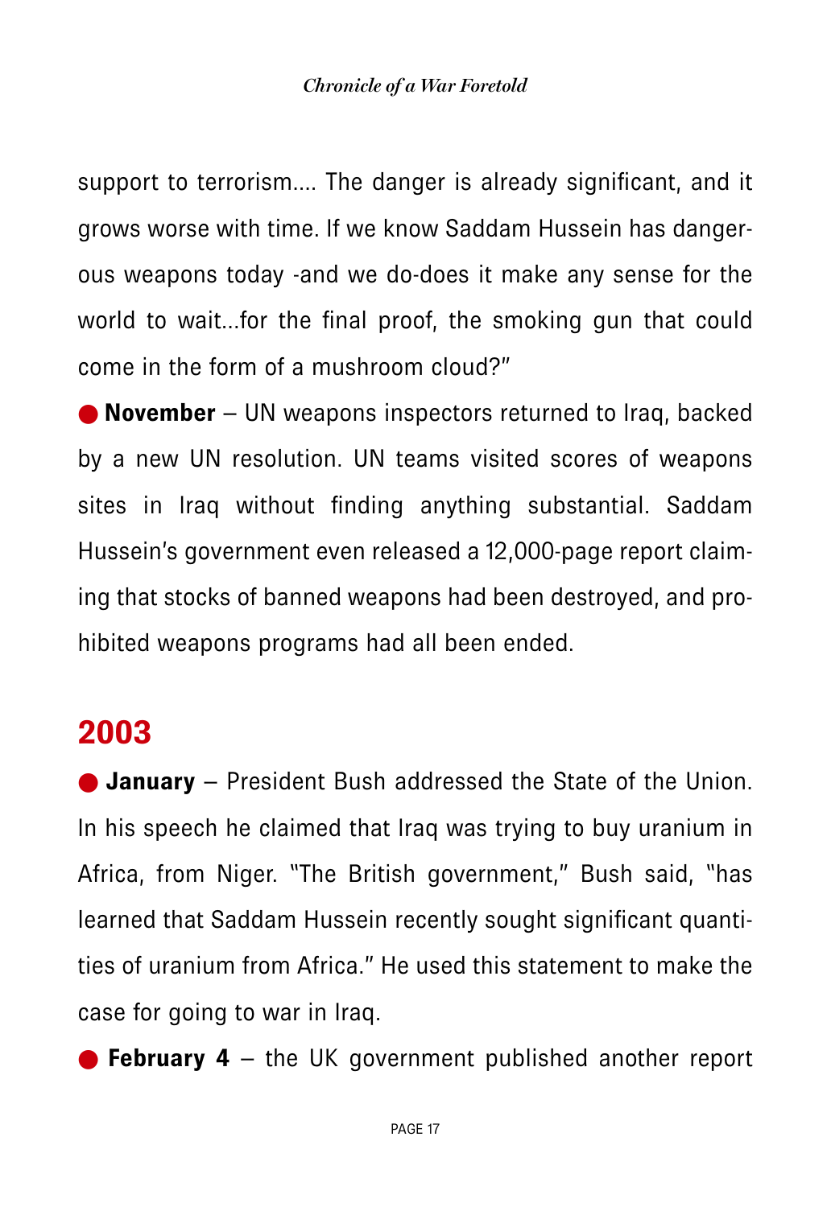support to terrorism.... The danger is already significant, and it grows worse with time. If we know Saddam Hussein has dangerous weapons today -and we do-does it make any sense for the world to wait...for the final proof, the smoking gun that could come in the form of a mushroom cloud?"

● **November** – UN weapons inspectors returned to Iraq, backed by a new UN resolution. UN teams visited scores of weapons sites in Iraq without finding anything substantial. Saddam Hussein's government even released a 12,000-page report claiming that stocks of banned weapons had been destroyed, and prohibited weapons programs had all been ended.

## 2003

● **January** – President Bush addressed the State of the Union. In his speech he claimed that Iraq was trying to buy uranium in Africa, from Niger. "The British government," Bush said, "has learned that Saddam Hussein recently sought significant quantities of uranium from Africa." He used this statement to make the case for going to war in Iraq.

● **February 4** – the UK government published another report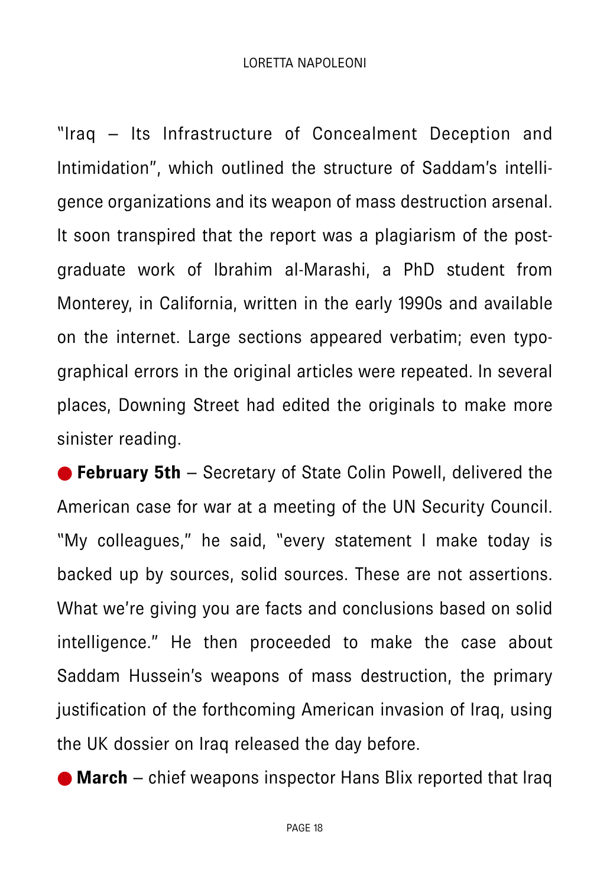"Iraq – Its Infrastructure of Concealment Deception and Intimidation", which outlined the structure of Saddam's intelligence organizations and its weapon of mass destruction arsenal. It soon transpired that the report was a plagiarism of the post-graduate work of Ibrahim al-Marashi, a PhD student from Monterey, in California, written in the early 1990s and available on the internet. Large sections appeared verbatim; even typographical errors in the original articles were repeated. In several places, Downing Street had edited the originals to make more sinister reading.

- **February 5th** – Secretary of State Colin Powell, delivered the American case for war at a meeting of the UN Security Council. "My colleagues," he said, "every statement I make today is backed up by sources, solid sources. These are not assertions. What we're giving you are facts and conclusions based on solid intelligence." He then proceeded to make the case about Saddam Hussein's weapons of mass destruction, the primary justification of the forthcoming American invasion of Iraq, using the UK dossier on Iraq released the day before.
- **March** – chief weapons inspector Hans Blix reported that Iraq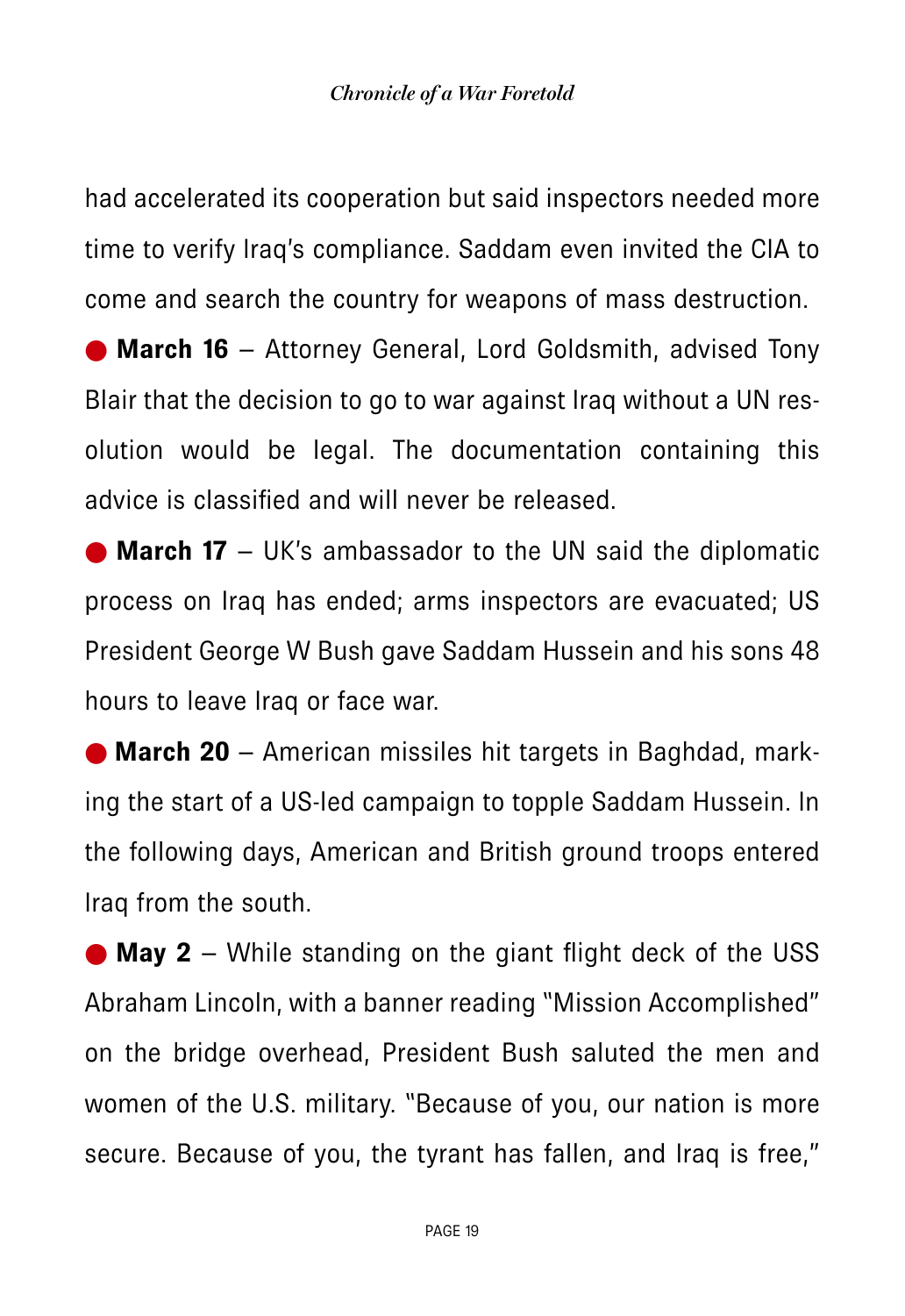had accelerated its cooperation but said inspectors needed more time to verify Iraq's compliance. Saddam even invited the CIA to come and search the country for weapons of mass destruction.

● **March 16** – Attorney General, Lord Goldsmith, advised Tony Blair that the decision to go to war against Iraq without a UN resolution would be legal. The documentation containing this advice is classified and will never be released.

● **March 17** – UK's ambassador to the UN said the diplomatic process on Iraq has ended; arms inspectors are evacuated; US President George W Bush gave Saddam Hussein and his sons 48 hours to leave Iraq or face war.

● **March 20** – American missiles hit targets in Baghdad, marking the start of a US-led campaign to topple Saddam Hussein. In the following days, American and British ground troops entered Iraq from the south.

● **May 2** – While standing on the giant flight deck of the USS Abraham Lincoln, with a banner reading "Mission Accomplished" on the bridge overhead, President Bush saluted the men and women of the U.S. military. "Because of you, our nation is more secure. Because of you, the tyrant has fallen, and Iraq is free,"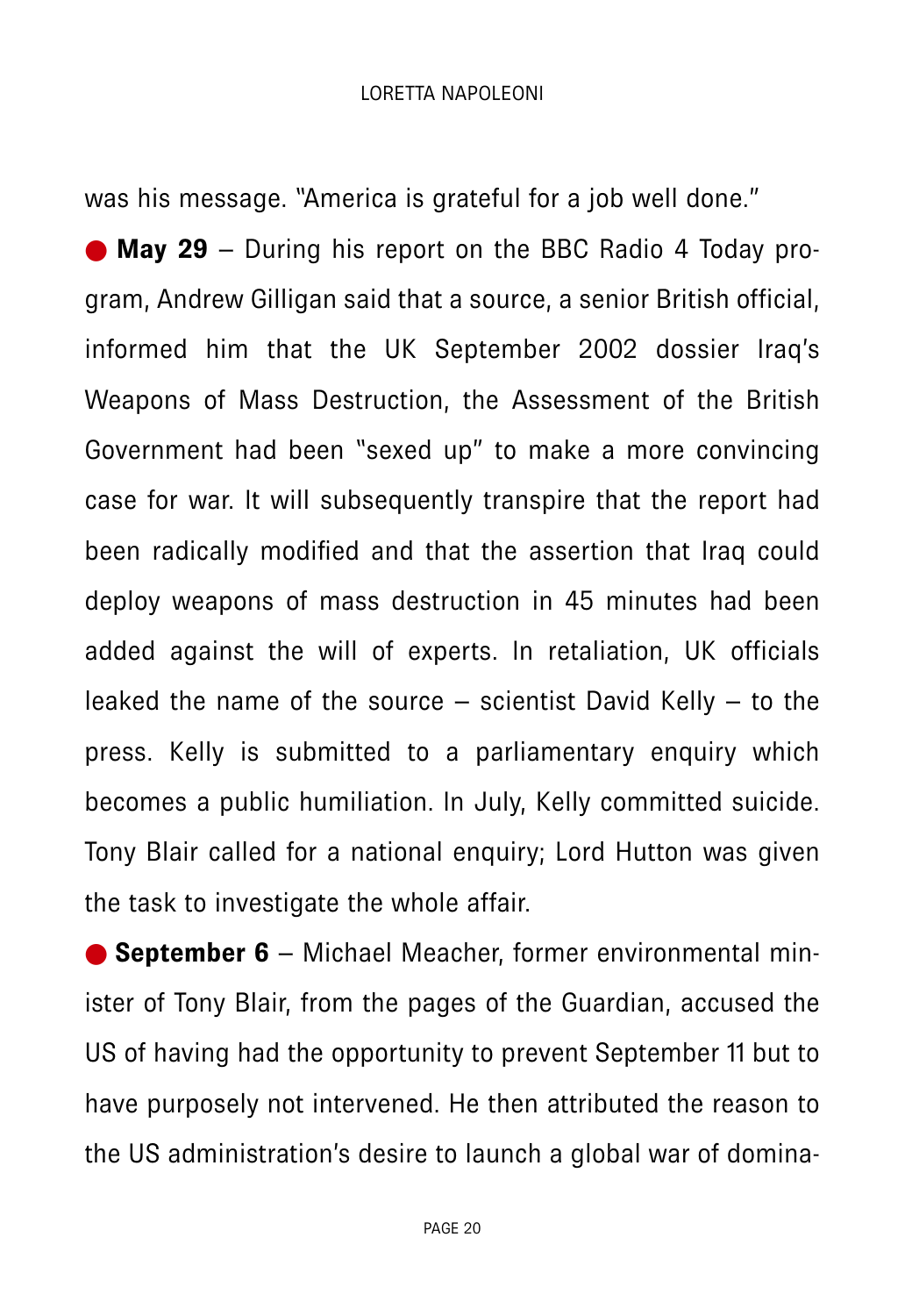was his message. "America is grateful for a job well done."

- **May 29** – During his report on the BBC Radio 4 Today program, Andrew Gilligan said that a source, a senior British official, informed him that the UK September 2002 dossier Iraq's Weapons of Mass Destruction, the Assessment of the British Government had been "sexed up" to make a more convincing case for war. It will subsequently transpire that the report had been radically modified and that the assertion that Iraq could deploy weapons of mass destruction in 45 minutes had been added against the will of experts. In retaliation, UK officials leaked the name of the source – scientist David Kelly – to the press. Kelly is submitted to a parliamentary enquiry which becomes a public humiliation. In July, Kelly committed suicide. Tony Blair called for a national enquiry; Lord Hutton was given the task to investigate the whole affair.
- **September 6** – Michael Meacher, former environmental minister of Tony Blair, from the pages of the Guardian, accused the US of having had the opportunity to prevent September 11 but to have purposely not intervened. He then attributed the reason to the US administration's desire to launch a global war of domina-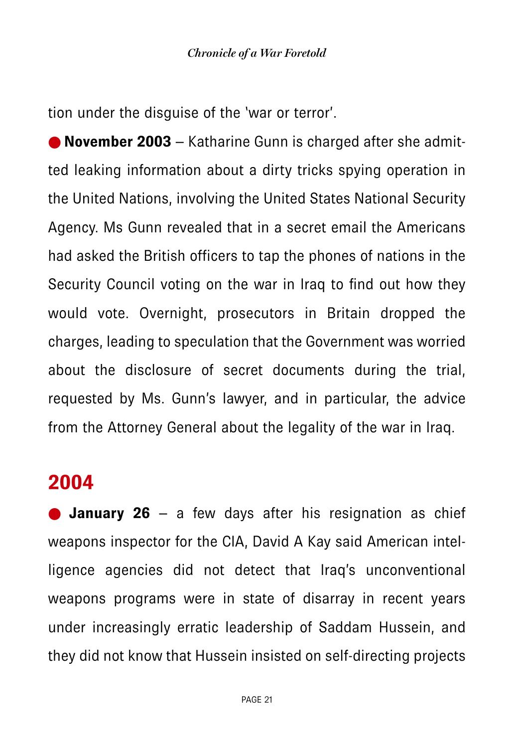tion under the disguise of the 'war or terror'.

● **November 2003** – Katharine Gunn is charged after she admitted leaking information about a dirty tricks spying operation in the United Nations, involving the United States National Security Agency. Ms Gunn revealed that in a secret email the Americans had asked the British officers to tap the phones of nations in the Security Council voting on the war in Iraq to find out how they would vote. Overnight, prosecutors in Britain dropped the charges, leading to speculation that the Government was worried about the disclosure of secret documents during the trial, requested by Ms. Gunn's lawyer, and in particular, the advice from the Attorney General about the legality of the war in Iraq.

## 2004

● **January 26** – a few days after his resignation as chief weapons inspector for the CIA, David A Kay said American intelligence agencies did not detect that Iraq's unconventional weapons programs were in state of disarray in recent years under increasingly erratic leadership of Saddam Hussein, and they did not know that Hussein insisted on self-directing projects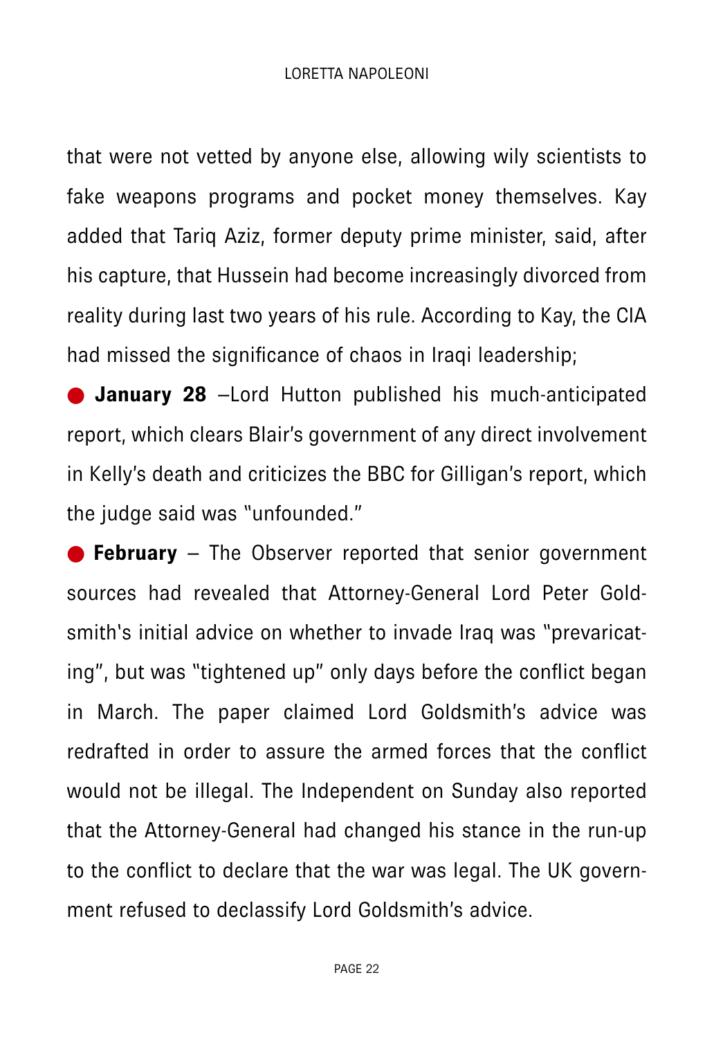that were not vetted by anyone else, allowing wily scientists to fake weapons programs and pocket money themselves. Kay added that Tariq Aziz, former deputy prime minister, said, after his capture, that Hussein had become increasingly divorced from reality during last two years of his rule. According to Kay, the CIA had missed the significance of chaos in Iraqi leadership;

- **January 28** –Lord Hutton published his much-anticipated report, which clears Blair's government of any direct involvement in Kelly's death and criticizes the BBC for Gilligan's report, which the judge said was "unfounded."
- **February** – The Observer reported that senior government sources had revealed that Attorney-General Lord Peter Goldsmith's initial advice on whether to invade Iraq was "prevaricating", but was "tightened up" only days before the conflict began in March. The paper claimed Lord Goldsmith's advice was redrafted in order to assure the armed forces that the conflict would not be illegal. The Independent on Sunday also reported that the Attorney-General had changed his stance in the run-up to the conflict to declare that the war was legal. The UK government refused to declassify Lord Goldsmith's advice.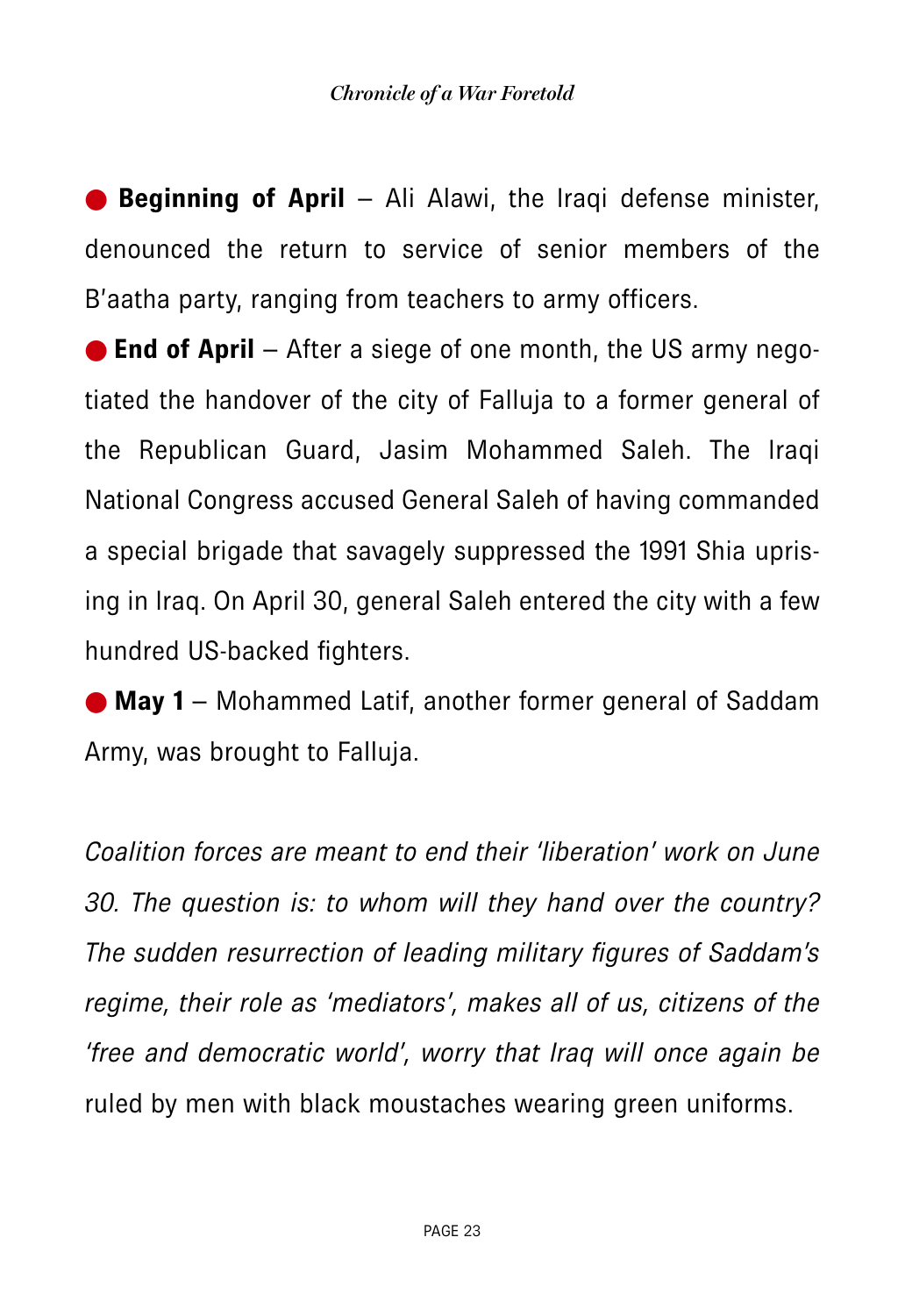● **Beginning of April** – Ali Alawi, the Iraqi defense minister, denounced the return to service of senior members of the B'aatha party, ranging from teachers to army officers.

● **End of April** – After a siege of one month, the US army negotiated the handover of the city of Falluja to a former general of the Republican Guard, Jasim Mohammed Saleh. The Iraqi National Congress accused General Saleh of having commanded a special brigade that savagely suppressed the 1991 Shia uprising in Iraq. On April 30, general Saleh entered the city with a few hundred US-backed fighters.

● **May 1** – Mohammed Latif, another former general of Saddam Army, was brought to Falluja.

*Coalition forces are meant to end their 'liberation' work on June 30. The question is: to whom will they hand over the country? The sudden resurrection of leading military figures of Saddam's regime, their role as 'mediators', makes all of us, citizens of the 'free and democratic world', worry that Iraq will once again be* ruled by men with black moustaches wearing green uniforms.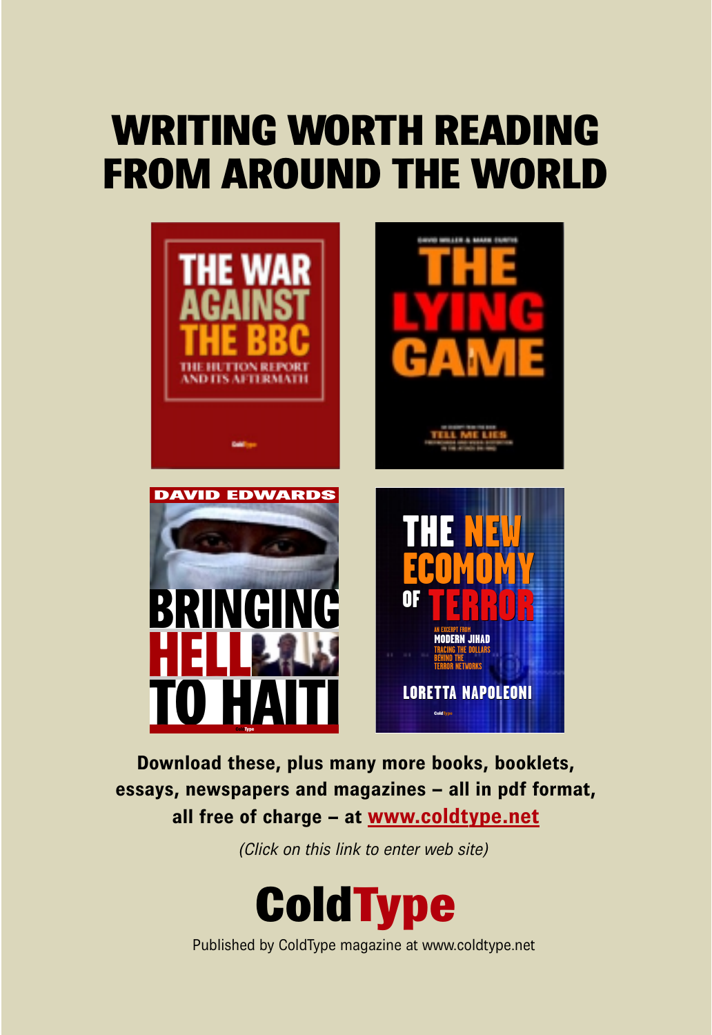# WRITING WORTH READING FROM AROUND THE WORLD

THE WAR AGAINST THE BBC

THE HUTTON REPORT AND ITS AFTERMATH

THE LYING GAME

DAVID EDWARDS

BRINGING HELL TO HAITI

THE NEW ECOMOMY OF TERROR

AN EXCERPT FROM MODERN JIHAD

TRACING THE DOLLARS BEHIND THE TERROR NETWORKS

LORETTA NAPOLEONI

**Download these, plus many more books, booklets, essays, newspapers and magazines – all in pdf format, all free of charge – at [www.coldtype.net](http://www.coldtype.net)**

*(Click on this link to enter web site)*

**ColdType**

Published by ColdType magazine at www.coldtype.net